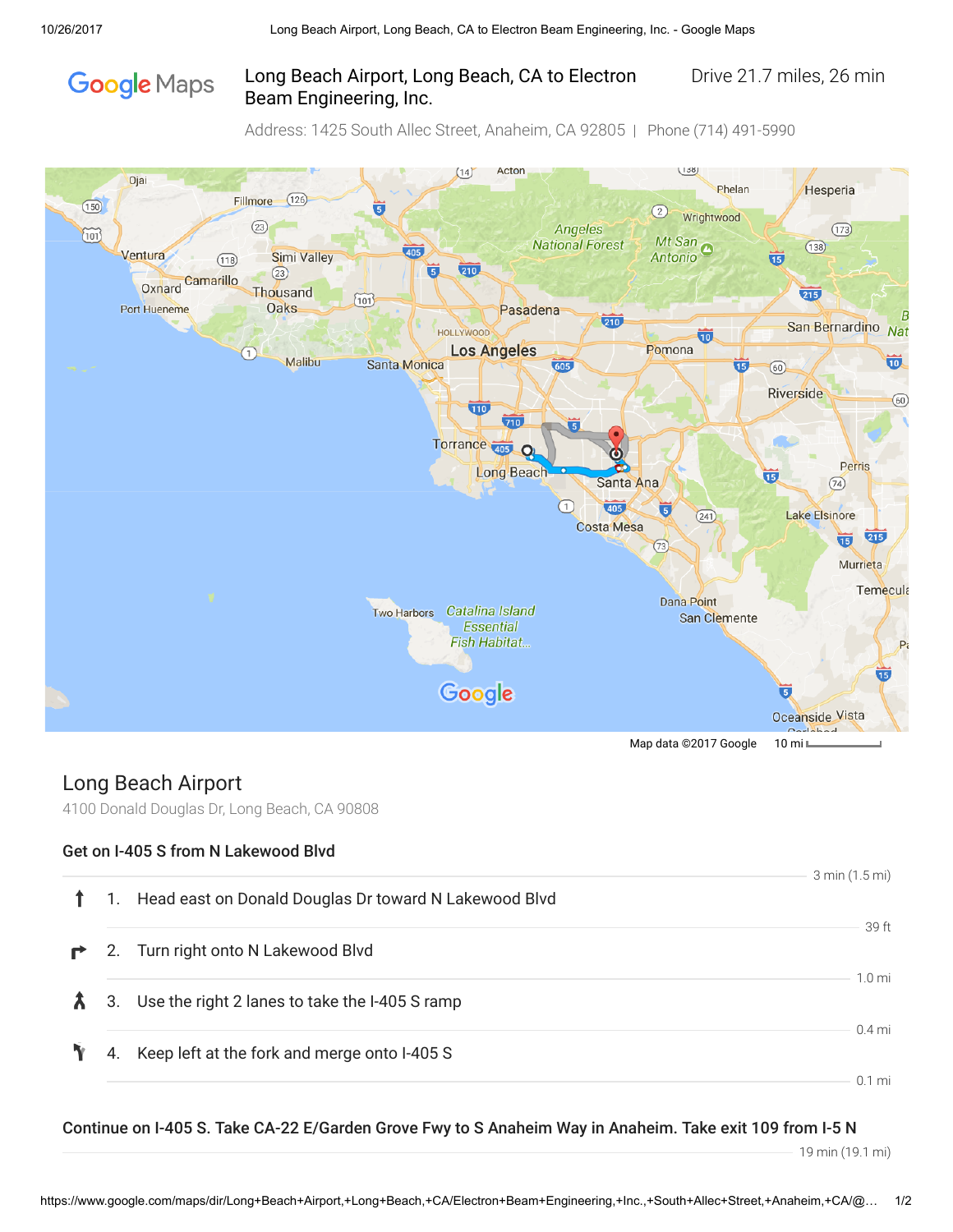# Long Beach Airport, Long Beach, CA to Electron Beam Engineering, Inc.

Drive 21.7 miles, 26 min

Address: 1425 South Allec Street, Anaheim, CA 92805 | Phone (714) 491-5990

Map data ©2017 Google 10 mi

## Long Beach Airport

4100 Donald Douglas Dr, Long Beach, CA 90808

### Get on I-405 S from N Lakewood Blvd

3 min (1.5 mi)

1. Head east on Donald Douglas Dr toward N Lakewood Blvd

   39 ft

2. Turn right onto N Lakewood Blvd

   1.0 mi

3. Use the right 2 lanes to take the I-405 S ramp

   0.4 mi

4. Keep left at the fork and merge onto I-405 S

   0.1 mi

### Continue on I-405 S. Take CA-22 E/Garden Grove Fwy to S Anaheim Way in Anaheim. Take exit 109 from I-5 N

19 min (19.1 mi)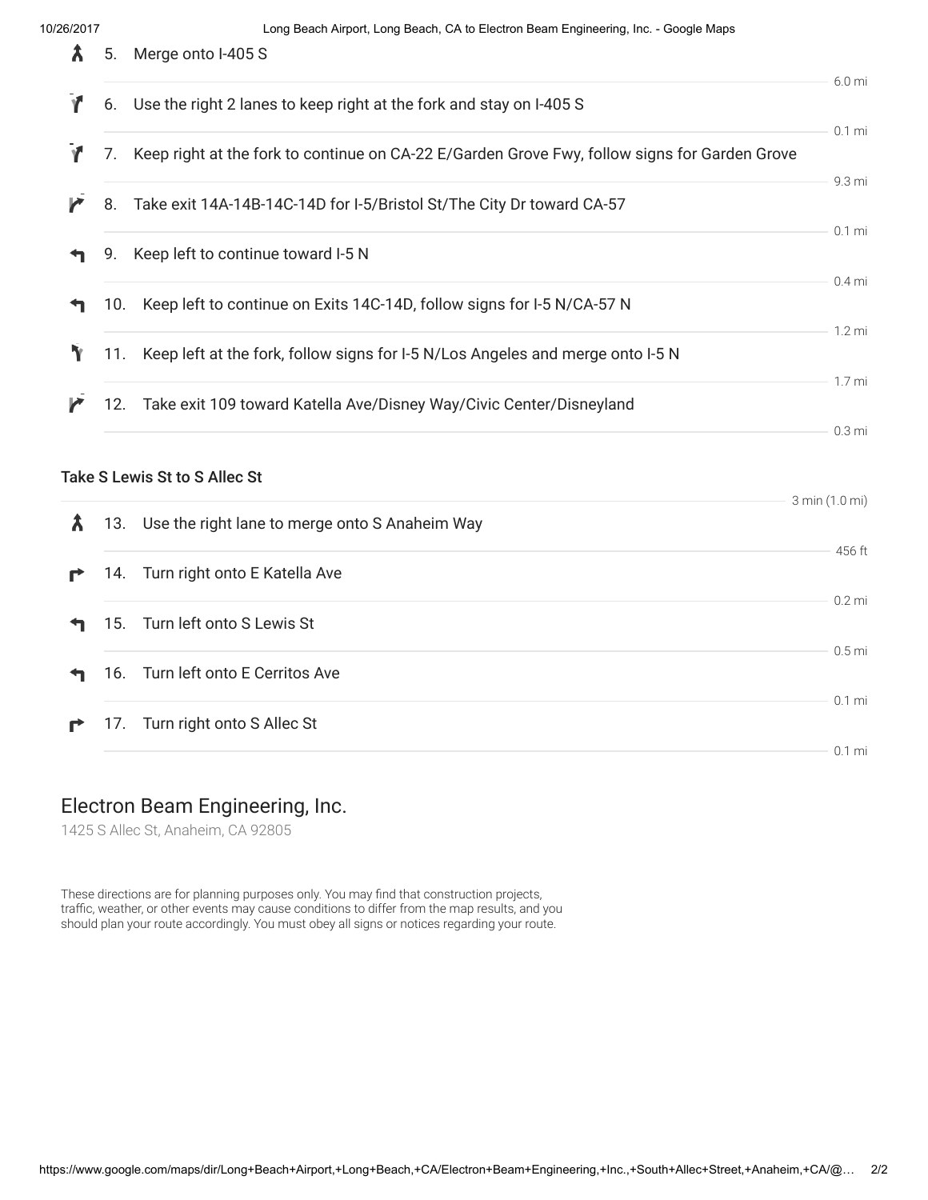5. Merge onto I-405 S

6.0 mi

6. Use the right 2 lanes to keep right at the fork and stay on I-405 S

0.1 mi

7. Keep right at the fork to continue on CA-22 E/Garden Grove Fwy, follow signs for Garden Grove

9.3 mi

8. Take exit 14A-14B-14C-14D for I-5/Bristol St/The City Dr toward CA-57

0.1 mi

9. Keep left to continue toward I-5 N

0.4 mi

10. Keep left to continue on Exits 14C-14D, follow signs for I-5 N/CA-57 N

1.2 mi

11. Keep left at the fork, follow signs for I-5 N/Los Angeles and merge onto I-5 N

1.7 mi

12. Take exit 109 toward Katella Ave/Disney Way/Civic Center/Disneyland

0.3 mi

**Take S Lewis St to S Allec St**

3 min (1.0 mi)

13. Use the right lane to merge onto S Anaheim Way

456 ft

14. Turn right onto E Katella Ave

0.2 mi

15. Turn left onto S Lewis St

0.5 mi

16. Turn left onto E Cerritos Ave

0.1 mi

17. Turn right onto S Allec St

0.1 mi

## Electron Beam Engineering, Inc.

1425 S Allec St, Anaheim, CA 92805

These directions are for planning purposes only. You may find that construction projects, traffic, weather, or other events may cause conditions to differ from the map results, and you should plan your route accordingly. You must obey all signs or notices regarding your route.